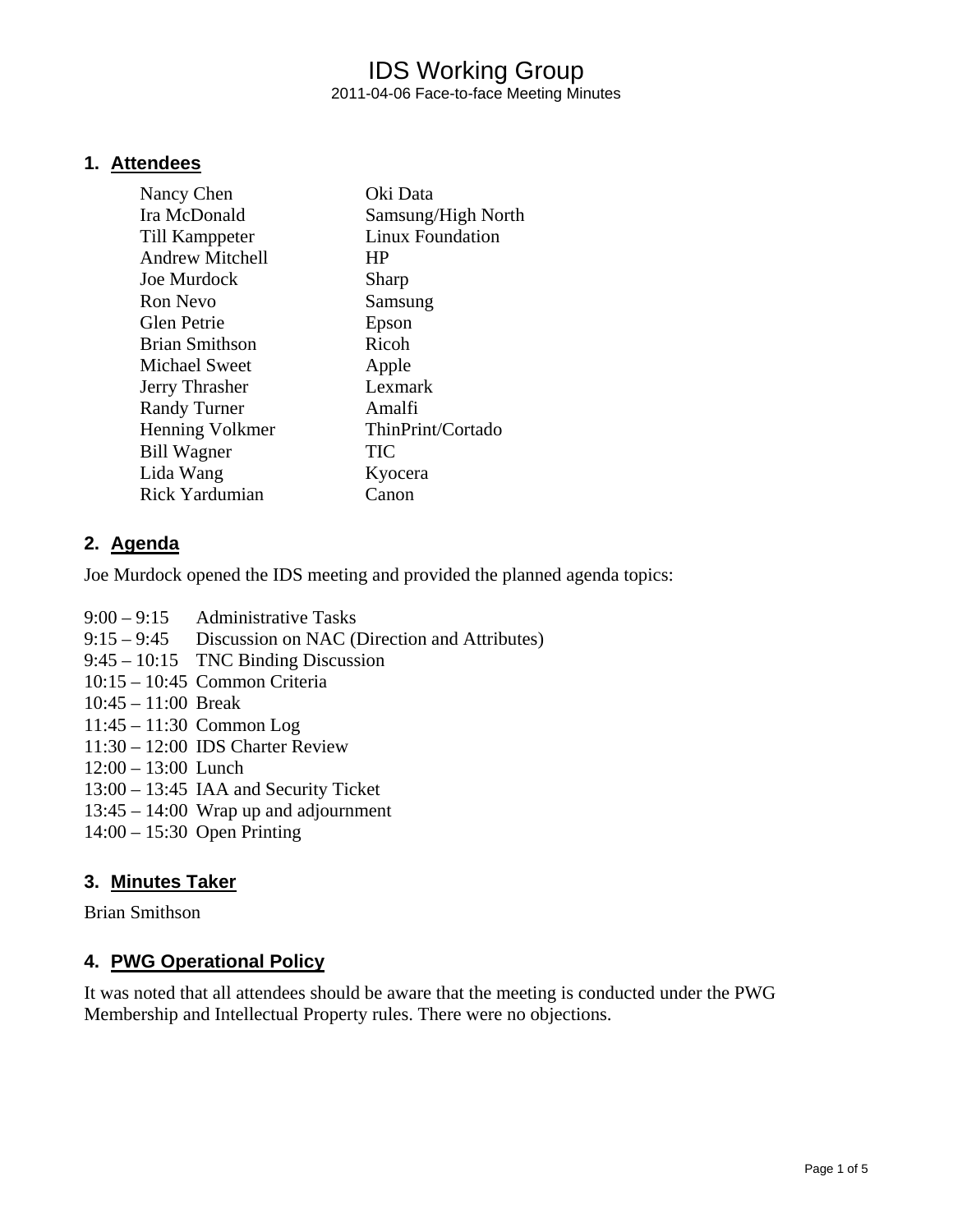# IDS Working Group

2011-04-06 Face-to-face Meeting Minutes

## 1. Attendees

| | |
|---|---|
| Nancy Chen | Oki Data |
| Ira McDonald | Samsung/High North |
| Till Kamppeter | Linux Foundation |
| Andrew Mitchell | HP |
| Joe Murdock | Sharp |
| Ron Nevo | Samsung |
| Glen Petrie | Epson |
| Brian Smithson | Ricoh |
| Michael Sweet | Apple |
| Jerry Thrasher | Lexmark |
| Randy Turner | Amalfi |
| Henning Volkmer | ThinPrint/Cortado |
| Bill Wagner | TIC |
| Lida Wang | Kyocera |
| Rick Yardumian | Canon |

## 2. Agenda

Joe Murdock opened the IDS meeting and provided the planned agenda topics:

| | |
|---|---|
| 9:00 – 9:15 | Administrative Tasks |
| 9:15 – 9:45 | Discussion on NAC (Direction and Attributes) |
| 9:45 – 10:15 | TNC Binding Discussion |
| 10:15 – 10:45 | Common Criteria |
| 10:45 – 11:00 | Break |
| 11:45 – 11:30 | Common Log |
| 11:30 – 12:00 | IDS Charter Review |
| 12:00 – 13:00 | Lunch |
| 13:00 – 13:45 | IAA and Security Ticket |
| 13:45 – 14:00 | Wrap up and adjournment |
| 14:00 – 15:30 | Open Printing |

## 3. Minutes Taker

Brian Smithson

## 4. PWG Operational Policy

It was noted that all attendees should be aware that the meeting is conducted under the PWG Membership and Intellectual Property rules. There were no objections.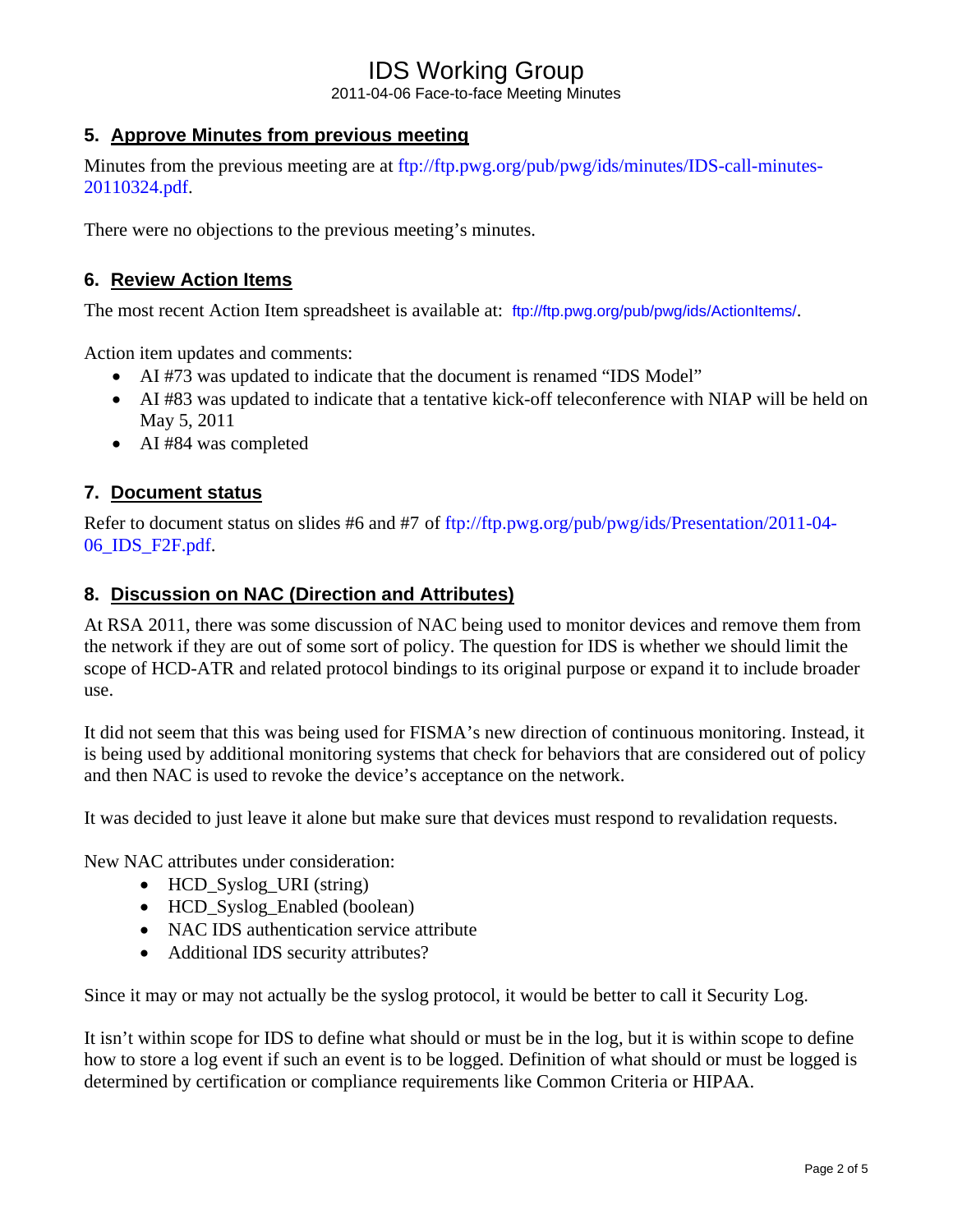## 5. Approve Minutes from previous meeting

Minutes from the previous meeting are at ftp://ftp.pwg.org/pub/pwg/ids/minutes/IDS-call-minutes-20110324.pdf.

There were no objections to the previous meeting's minutes.

## 6. Review Action Items

The most recent Action Item spreadsheet is available at: ftp://ftp.pwg.org/pub/pwg/ids/ActionItems/.

Action item updates and comments:

- AI #73 was updated to indicate that the document is renamed "IDS Model"
- AI #83 was updated to indicate that a tentative kick-off teleconference with NIAP will be held on May 5, 2011
- AI #84 was completed

## 7. Document status

Refer to document status on slides #6 and #7 of ftp://ftp.pwg.org/pub/pwg/ids/Presentation/2011-04-06_IDS_F2F.pdf.

## 8. Discussion on NAC (Direction and Attributes)

At RSA 2011, there was some discussion of NAC being used to monitor devices and remove them from the network if they are out of some sort of policy. The question for IDS is whether we should limit the scope of HCD-ATR and related protocol bindings to its original purpose or expand it to include broader use.

It did not seem that this was being used for FISMA's new direction of continuous monitoring. Instead, it is being used by additional monitoring systems that check for behaviors that are considered out of policy and then NAC is used to revoke the device's acceptance on the network.

It was decided to just leave it alone but make sure that devices must respond to revalidation requests.

New NAC attributes under consideration:

- HCD_Syslog_URI (string)
- HCD_Syslog_Enabled (boolean)
- NAC IDS authentication service attribute
- Additional IDS security attributes?

Since it may or may not actually be the syslog protocol, it would be better to call it Security Log.

It isn't within scope for IDS to define what should or must be in the log, but it is within scope to define how to store a log event if such an event is to be logged. Definition of what should or must be logged is determined by certification or compliance requirements like Common Criteria or HIPAA.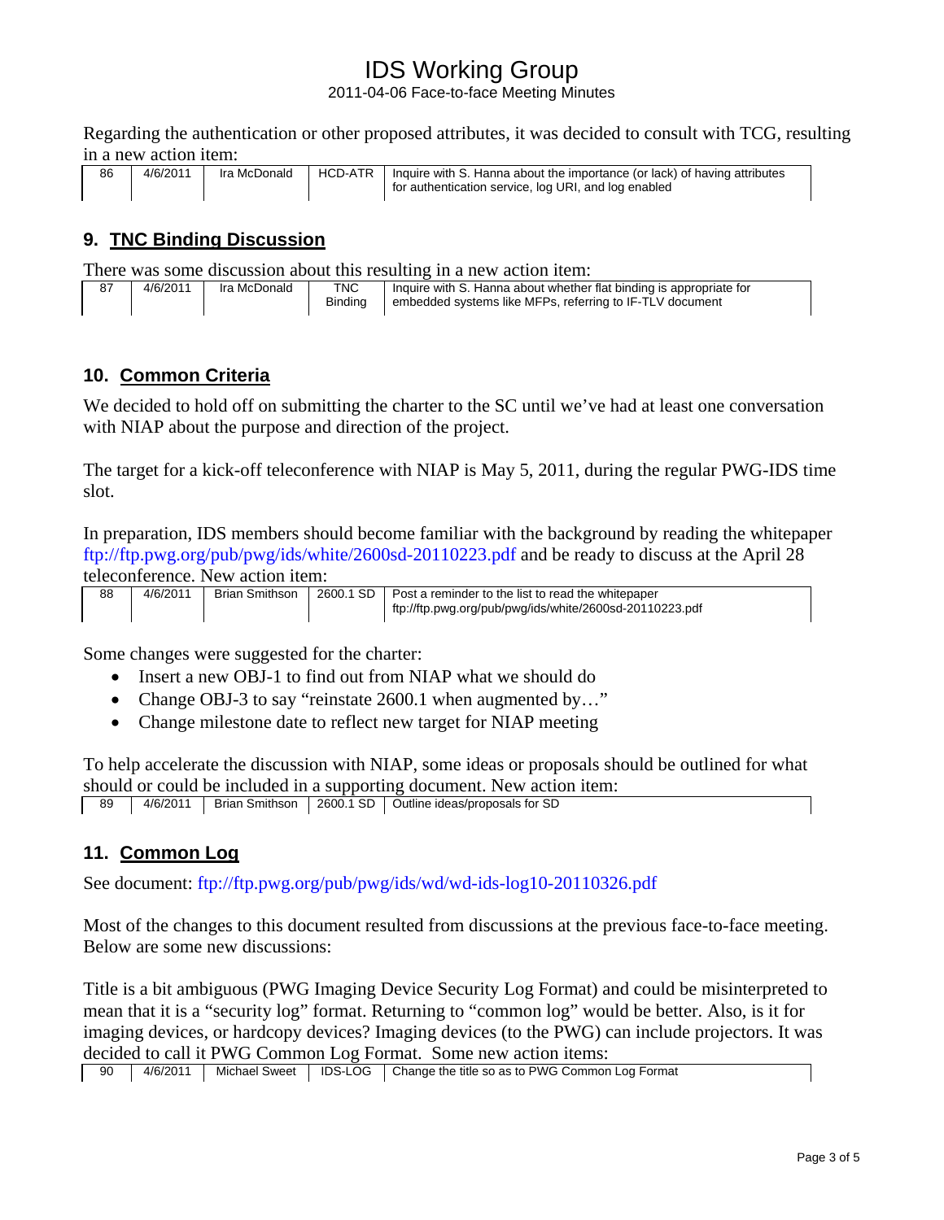Regarding the authentication or other proposed attributes, it was decided to consult with TCG, resulting in a new action item:

| 86 | 4/6/2011 | Ira McDonald | HCD-ATR | Inquire with S. Hanna about the importance (or lack) of having attributes for authentication service, log URI, and log enabled |
|---|---|---|---|---|

## 9. TNC Binding Discussion

There was some discussion about this resulting in a new action item:

| 87 | 4/6/2011 | Ira McDonald | TNC Binding | Inquire with S. Hanna about whether flat binding is appropriate for embedded systems like MFPs, referring to IF-TLV document |
|---|---|---|---|---|

## 10. Common Criteria

We decided to hold off on submitting the charter to the SC until we've had at least one conversation with NIAP about the purpose and direction of the project.

The target for a kick-off teleconference with NIAP is May 5, 2011, during the regular PWG-IDS time slot.

In preparation, IDS members should become familiar with the background by reading the whitepaper ftp://ftp.pwg.org/pub/pwg/ids/white/2600sd-20110223.pdf and be ready to discuss at the April 28 teleconference. New action item:

| 88 | 4/6/2011 | Brian Smithson | 2600.1 SD | Post a reminder to the list to read the whitepaper ftp://ftp.pwg.org/pub/pwg/ids/white/2600sd-20110223.pdf |
|---|---|---|---|---|

Some changes were suggested for the charter:

- Insert a new OBJ-1 to find out from NIAP what we should do
- Change OBJ-3 to say "reinstate 2600.1 when augmented by…"
- Change milestone date to reflect new target for NIAP meeting

To help accelerate the discussion with NIAP, some ideas or proposals should be outlined for what should or could be included in a supporting document. New action item:

| 89 | 4/6/2011 | Brian Smithson | 2600.1 SD | Outline ideas/proposals for SD |
|---|---|---|---|---|

## 11. Common Log

See document: ftp://ftp.pwg.org/pub/pwg/ids/wd/wd-ids-log10-20110326.pdf

Most of the changes to this document resulted from discussions at the previous face-to-face meeting. Below are some new discussions:

Title is a bit ambiguous (PWG Imaging Device Security Log Format) and could be misinterpreted to mean that it is a "security log" format. Returning to "common log" would be better. Also, is it for imaging devices, or hardcopy devices? Imaging devices (to the PWG) can include projectors. It was decided to call it PWG Common Log Format. Some new action items:

| 90 | 4/6/2011 | Michael Sweet | IDS-LOG | Change the title so as to PWG Common Log Format |
|---|---|---|---|---|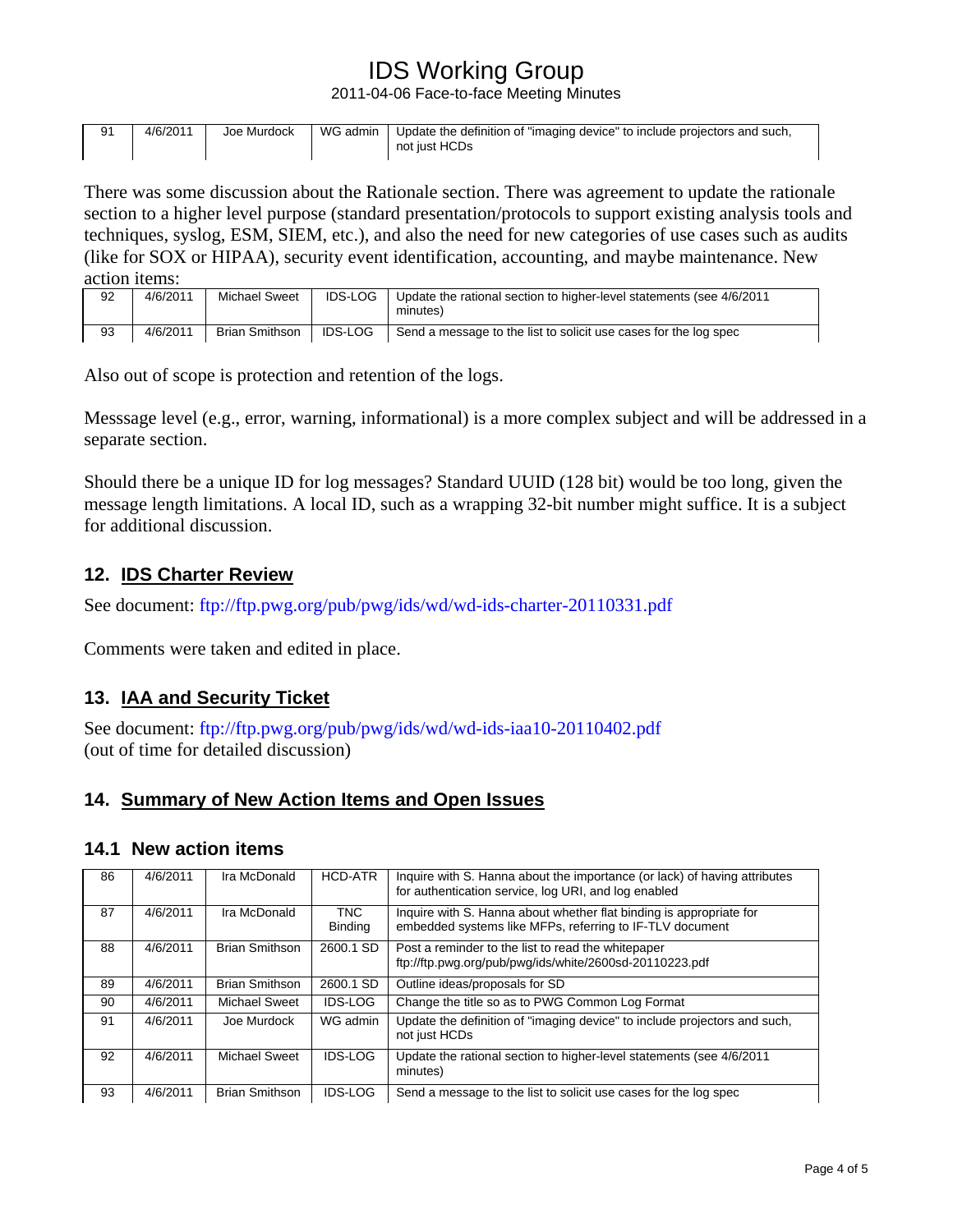| 91 | 4/6/2011 | Joe Murdock | WG admin | Update the definition of "imaging device" to include projectors and such, not just HCDs |
|---|---|---|---|---|

There was some discussion about the Rationale section. There was agreement to update the rationale section to a higher level purpose (standard presentation/protocols to support existing analysis tools and techniques, syslog, ESM, SIEM, etc.), and also the need for new categories of use cases such as audits (like for SOX or HIPAA), security event identification, accounting, and maybe maintenance. New action items:

| 92 | 4/6/2011 | Michael Sweet | IDS-LOG | Update the rational section to higher-level statements (see 4/6/2011 minutes) |
|---|---|---|---|---|
| 93 | 4/6/2011 | Brian Smithson | IDS-LOG | Send a message to the list to solicit use cases for the log spec |

Also out of scope is protection and retention of the logs.

Messsage level (e.g., error, warning, informational) is a more complex subject and will be addressed in a separate section.

Should there be a unique ID for log messages? Standard UUID (128 bit) would be too long, given the message length limitations. A local ID, such as a wrapping 32-bit number might suffice. It is a subject for additional discussion.

## 12. IDS Charter Review

See document: ftp://ftp.pwg.org/pub/pwg/ids/wd/wd-ids-charter-20110331.pdf

Comments were taken and edited in place.

## 13. IAA and Security Ticket

See document: ftp://ftp.pwg.org/pub/pwg/ids/wd/wd-ids-iaa10-20110402.pdf
(out of time for detailed discussion)

## 14. Summary of New Action Items and Open Issues

### 14.1 New action items

| 86 | 4/6/2011 | Ira McDonald | HCD-ATR | Inquire with S. Hanna about the importance (or lack) of having attributes for authentication service, log URI, and log enabled |
|---|---|---|---|---|
| 87 | 4/6/2011 | Ira McDonald | TNC Binding | Inquire with S. Hanna about whether flat binding is appropriate for embedded systems like MFPs, referring to IF-TLV document |
| 88 | 4/6/2011 | Brian Smithson | 2600.1 SD | Post a reminder to the list to read the whitepaper ftp://ftp.pwg.org/pub/pwg/ids/white/2600sd-20110223.pdf |
| 89 | 4/6/2011 | Brian Smithson | 2600.1 SD | Outline ideas/proposals for SD |
| 90 | 4/6/2011 | Michael Sweet | IDS-LOG | Change the title so as to PWG Common Log Format |
| 91 | 4/6/2011 | Joe Murdock | WG admin | Update the definition of "imaging device" to include projectors and such, not just HCDs |
| 92 | 4/6/2011 | Michael Sweet | IDS-LOG | Update the rational section to higher-level statements (see 4/6/2011 minutes) |
| 93 | 4/6/2011 | Brian Smithson | IDS-LOG | Send a message to the list to solicit use cases for the log spec |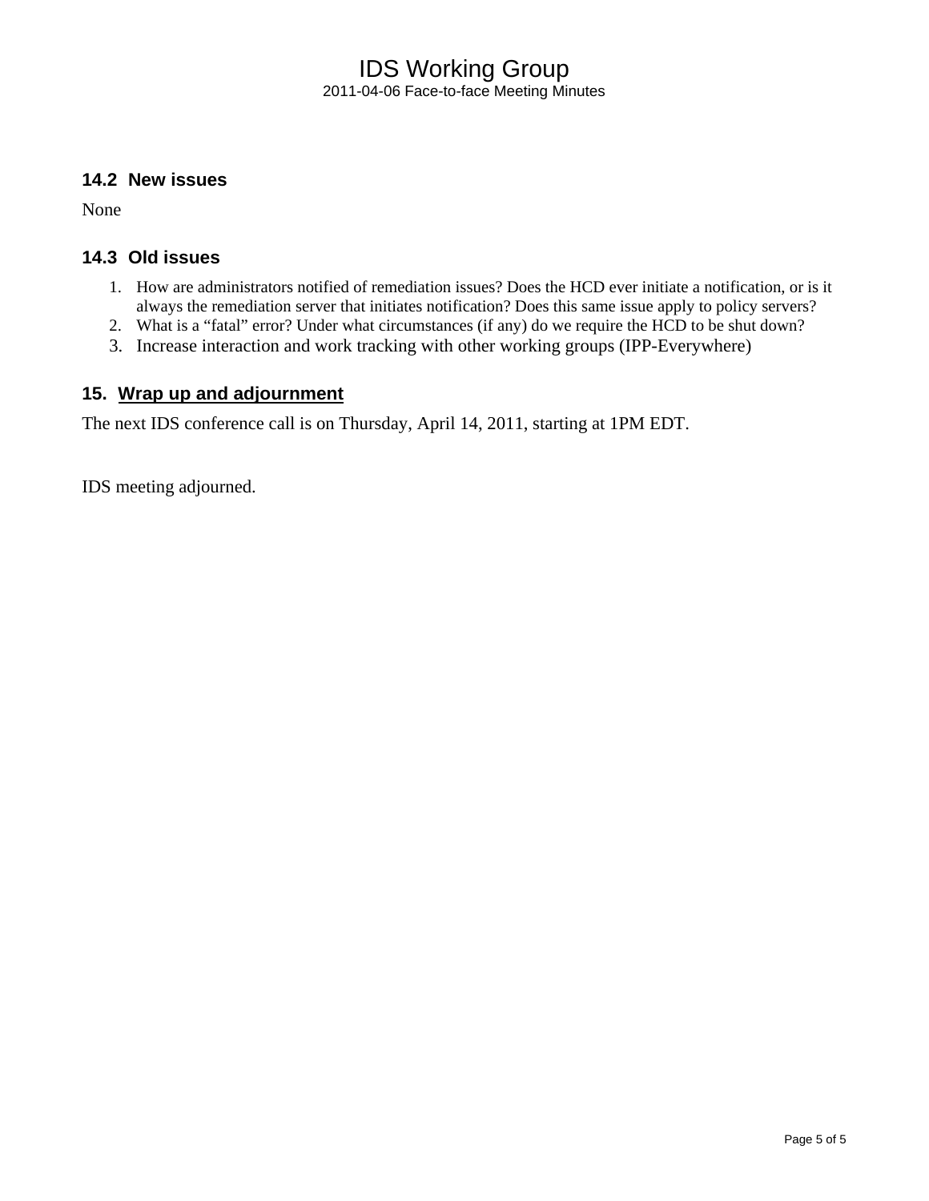### 14.2 New issues

None

### 14.3 Old issues

1. How are administrators notified of remediation issues? Does the HCD ever initiate a notification, or is it always the remediation server that initiates notification? Does this same issue apply to policy servers?
2. What is a “fatal” error? Under what circumstances (if any) do we require the HCD to be shut down?
3. Increase interaction and work tracking with other working groups (IPP-Everywhere)

## 15. Wrap up and adjournment

The next IDS conference call is on Thursday, April 14, 2011, starting at 1PM EDT.

IDS meeting adjourned.